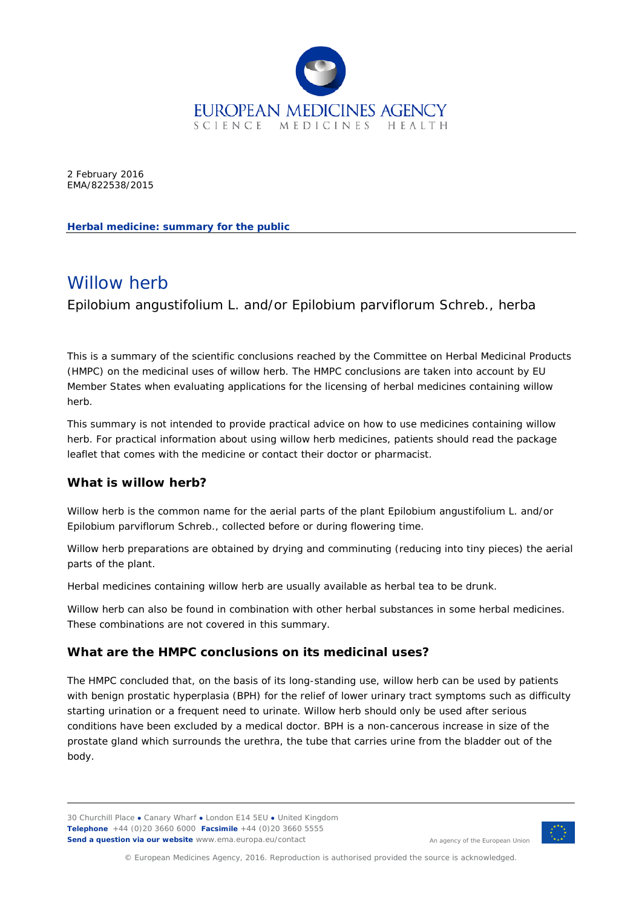EUROPEAN MEDICINES AGENCY
SCIENCE MEDICINES HEALTH

2 February 2016
EMA/822538/2015

**Herbal medicine: summary for the public**

# Willow herb

Epilobium angustifolium L. and/or Epilobium parviflorum Schreb., herba

This is a summary of the scientific conclusions reached by the Committee on Herbal Medicinal Products (HMPC) on the medicinal uses of willow herb. The HMPC conclusions are taken into account by EU Member States when evaluating applications for the licensing of herbal medicines containing willow herb.

This summary is not intended to provide practical advice on how to use medicines containing willow herb. For practical information about using willow herb medicines, patients should read the package leaflet that comes with the medicine or contact their doctor or pharmacist.

## What is willow herb?

Willow herb is the common name for the aerial parts of the plant Epilobium angustifolium L. and/or Epilobium parviflorum Schreb., collected before or during flowering time.

Willow herb preparations are obtained by drying and comminuting (reducing into tiny pieces) the aerial parts of the plant.

Herbal medicines containing willow herb are usually available as herbal tea to be drunk.

Willow herb can also be found in combination with other herbal substances in some herbal medicines. These combinations are not covered in this summary.

## What are the HMPC conclusions on its medicinal uses?

The HMPC concluded that, on the basis of its long-standing use, willow herb can be used by patients with benign prostatic hyperplasia (BPH) for the relief of lower urinary tract symptoms such as difficulty starting urination or a frequent need to urinate. Willow herb should only be used after serious conditions have been excluded by a medical doctor. BPH is a non-cancerous increase in size of the prostate gland which surrounds the urethra, the tube that carries urine from the bladder out of the body.

30 Churchill Place ● Canary Wharf ● London E14 5EU ● United Kingdom
**Telephone** +44 (0)20 3660 6000 **Facsimile** +44 (0)20 3660 5555
**Send a question via our website** www.ema.europa.eu/contact

An agency of the European Union

© European Medicines Agency, 2016. Reproduction is authorised provided the source is acknowledged.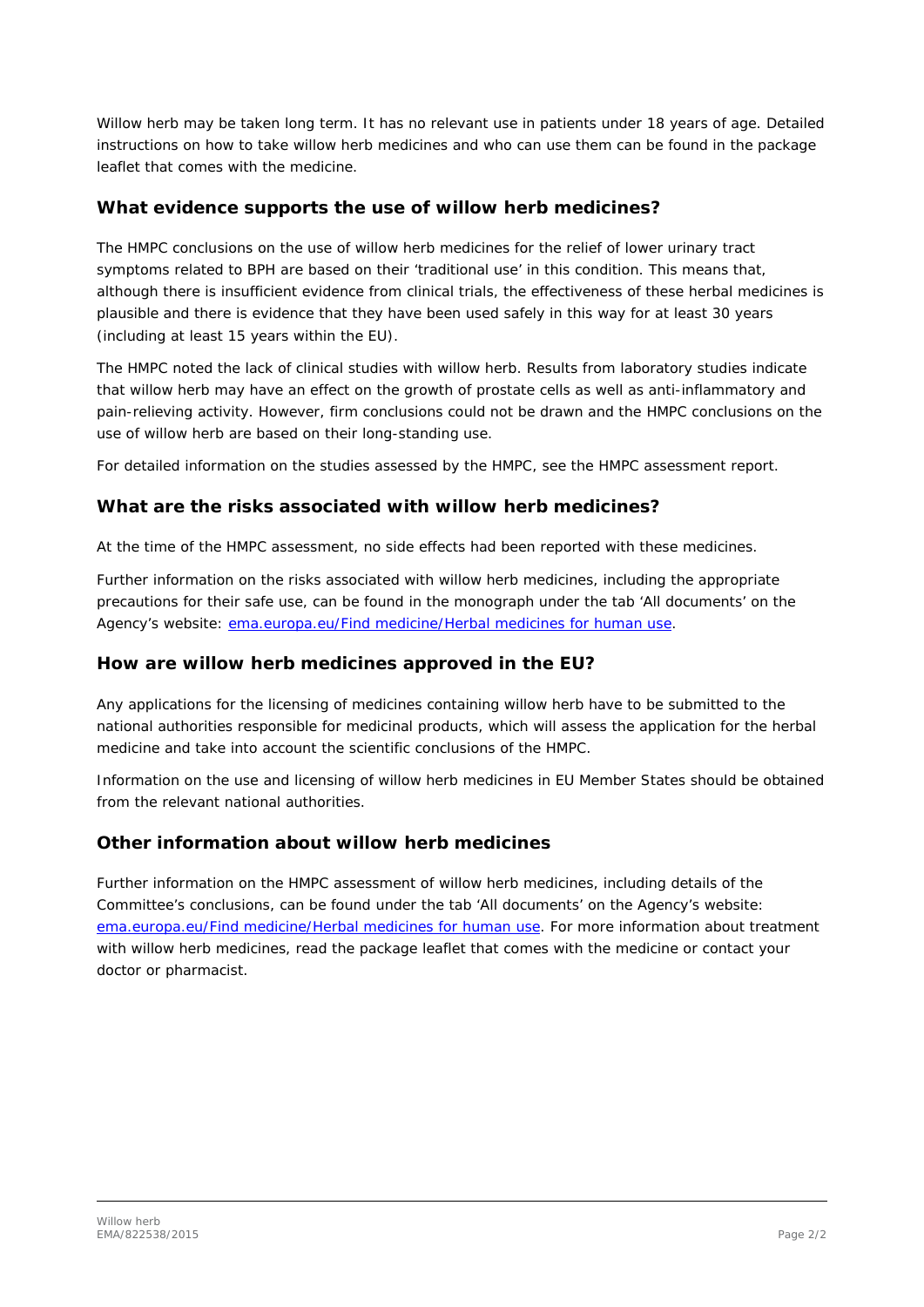Willow herb may be taken long term. It has no relevant use in patients under 18 years of age. Detailed instructions on how to take willow herb medicines and who can use them can be found in the package leaflet that comes with the medicine.

## What evidence supports the use of willow herb medicines?

The HMPC conclusions on the use of willow herb medicines for the relief of lower urinary tract symptoms related to BPH are based on their 'traditional use' in this condition. This means that, although there is insufficient evidence from clinical trials, the effectiveness of these herbal medicines is plausible and there is evidence that they have been used safely in this way for at least 30 years (including at least 15 years within the EU).

The HMPC noted the lack of clinical studies with willow herb. Results from laboratory studies indicate that willow herb may have an effect on the growth of prostate cells as well as anti-inflammatory and pain-relieving activity. However, firm conclusions could not be drawn and the HMPC conclusions on the use of willow herb are based on their long-standing use.

For detailed information on the studies assessed by the HMPC, see the HMPC assessment report.

## What are the risks associated with willow herb medicines?

At the time of the HMPC assessment, no side effects had been reported with these medicines.

Further information on the risks associated with willow herb medicines, including the appropriate precautions for their safe use, can be found in the monograph under the tab 'All documents' on the Agency's website: ema.europa.eu/Find medicine/Herbal medicines for human use.

## How are willow herb medicines approved in the EU?

Any applications for the licensing of medicines containing willow herb have to be submitted to the national authorities responsible for medicinal products, which will assess the application for the herbal medicine and take into account the scientific conclusions of the HMPC.

Information on the use and licensing of willow herb medicines in EU Member States should be obtained from the relevant national authorities.

## Other information about willow herb medicines

Further information on the HMPC assessment of willow herb medicines, including details of the Committee's conclusions, can be found under the tab 'All documents' on the Agency's website: ema.europa.eu/Find medicine/Herbal medicines for human use. For more information about treatment with willow herb medicines, read the package leaflet that comes with the medicine or contact your doctor or pharmacist.